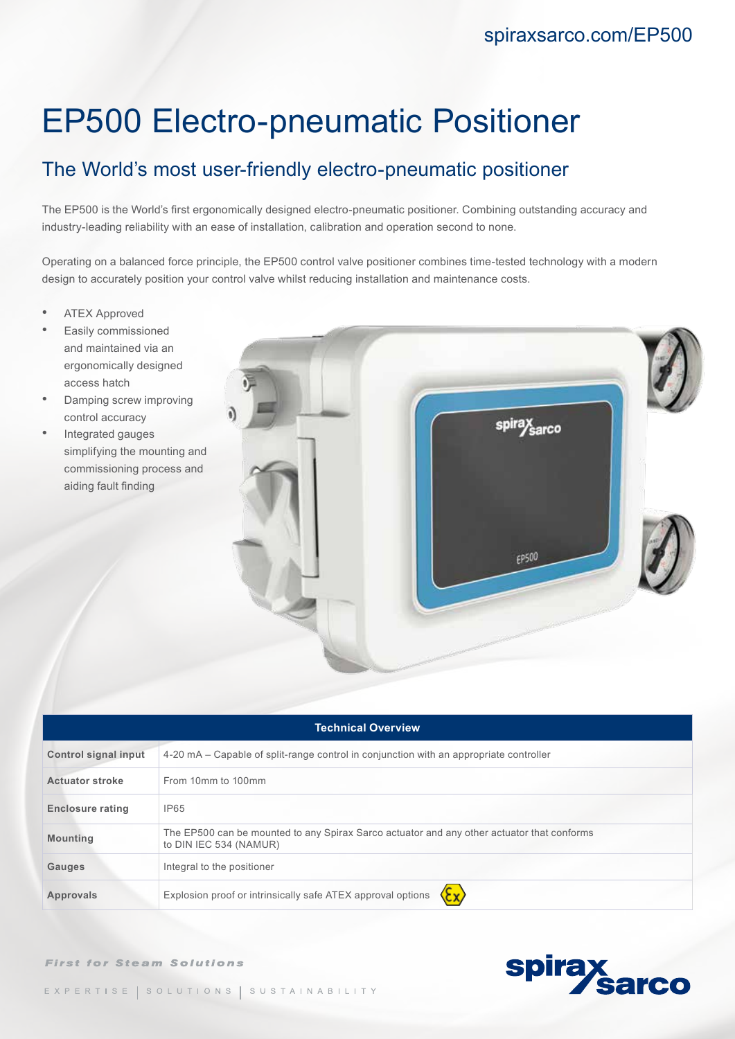spiraxsarco.com/EP500

# EP500 Electro-pneumatic Positioner

## The World's most user-friendly electro-pneumatic positioner

The EP500 is the World's first ergonomically designed electro-pneumatic positioner. Combining outstanding accuracy and industry-leading reliability with an ease of installation, calibration and operation second to none.

Operating on a balanced force principle, the EP500 control valve positioner combines time-tested technology with a modern design to accurately position your control valve whilst reducing installation and maintenance costs.

- ATEX Approved
- Easily commissioned and maintained via an ergonomically designed access hatch
- Damping screw improving control accuracy
- Integrated gauges simplifying the mounting and commissioning process and aiding fault finding

| Technical Overview | |
|---|---|
| **Control signal input** | 4-20 mA – Capable of split-range control in conjunction with an appropriate controller |
| **Actuator stroke** | From 10mm to 100mm |
| **Enclosure rating** | IP65 |
| **Mounting** | The EP500 can be mounted to any Spirax Sarco actuator and any other actuator that conforms to DIN IEC 534 (NAMUR) |
| **Gauges** | Integral to the positioner |
| **Approvals** | Explosion proof or intrinsically safe ATEX approval options |

*First for Steam Solutions*

EXPERTISE | SOLUTIONS | SUSTAINABILITY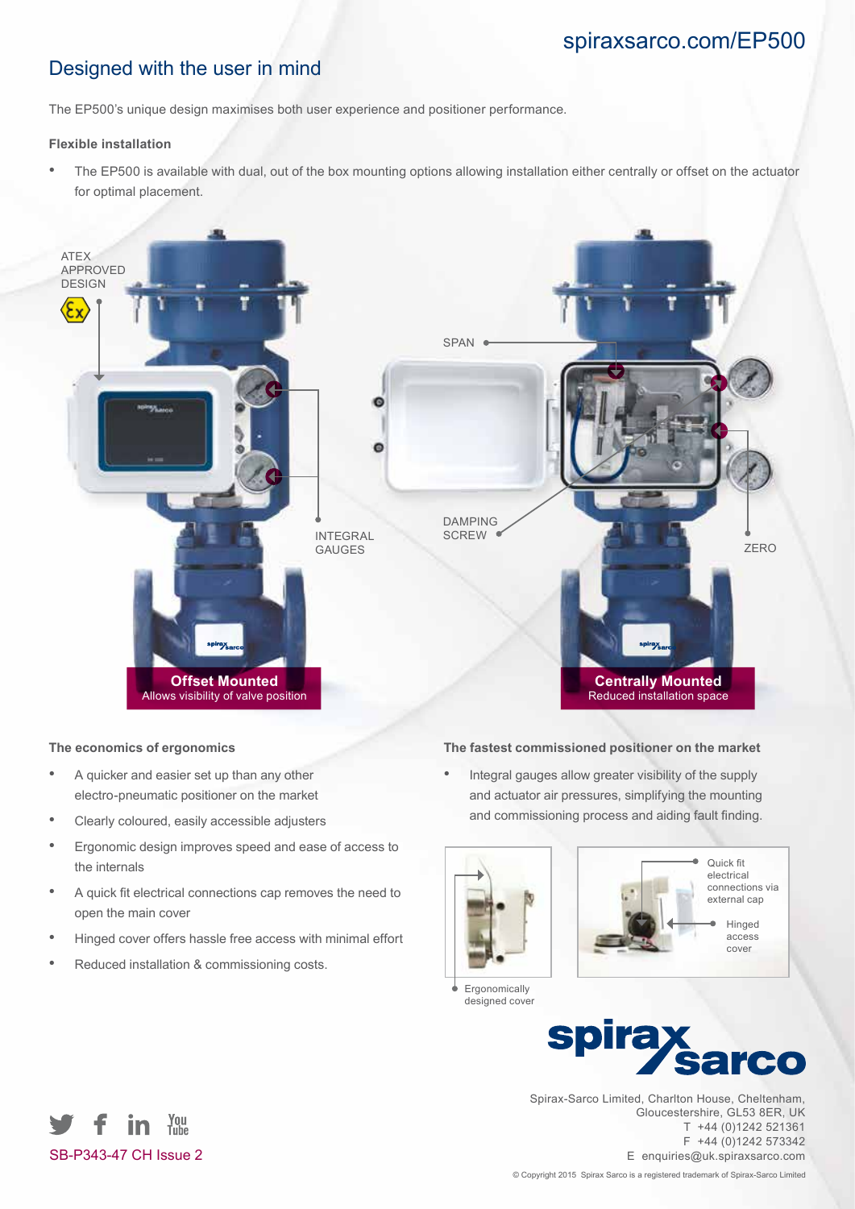spiraxsarco.com/EP500

## Designed with the user in mind

The EP500's unique design maximises both user experience and positioner performance.

**Flexible installation**

- The EP500 is available with dual, out of the box mounting options allowing installation either centrally or offset on the actuator for optimal placement.

ATEX APPROVED DESIGN

INTEGRAL GAUGES

SPAN

DAMPING SCREW

ZERO

**Offset Mounted**
Allows visibility of valve position

**Centrally Mounted**
Reduced installation space

**The economics of ergonomics**

- A quicker and easier set up than any other electro-pneumatic positioner on the market
- Clearly coloured, easily accessible adjusters
- Ergonomic design improves speed and ease of access to the internals
- A quick fit electrical connections cap removes the need to open the main cover
- Hinged cover offers hassle free access with minimal effort
- Reduced installation & commissioning costs.

**The fastest commissioned positioner on the market**

- Integral gauges allow greater visibility of the supply and actuator air pressures, simplifying the mounting and commissioning process and aiding fault finding.

Ergonomically designed cover

Quick fit electrical connections via external cap

Hinged access cover

SB-P343-47 CH Issue 2

Spirax-Sarco Limited, Charlton House, Cheltenham,
Gloucestershire, GL53 8ER, UK
T +44 (0)1242 521361
F +44 (0)1242 573342
E enquiries@uk.spiraxsarco.com

© Copyright 2015 Spirax Sarco is a registered trademark of Spirax-Sarco Limited